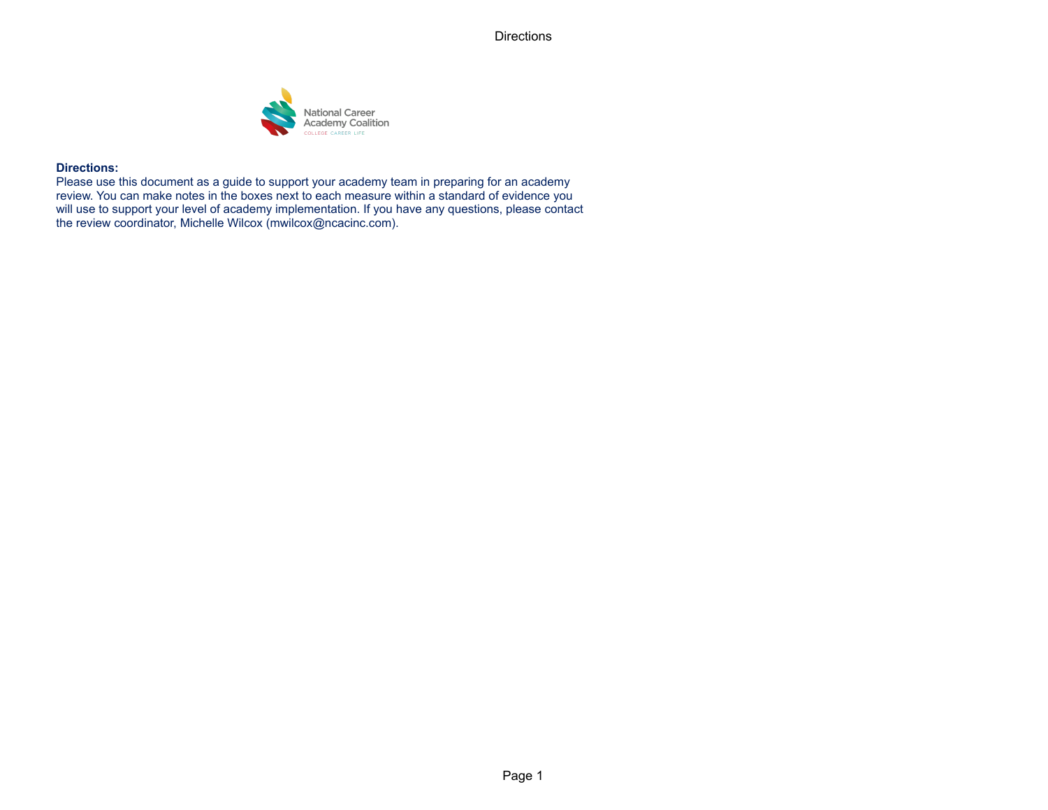National Career Academy Coalition

COLLEGE CAREER LIFE

**Directions:**

Please use this document as a guide to support your academy team in preparing for an academy review. You can make notes in the boxes next to each measure within a standard of evidence you will use to support your level of academy implementation. If you have any questions, please contact the review coordinator, Michelle Wilcox (mwilcox@ncacinc.com).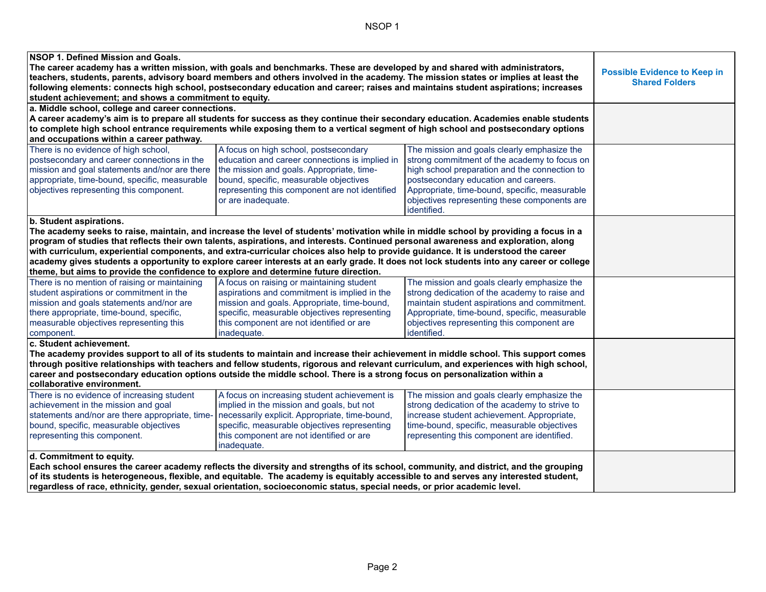| NSOP 1. Defined Mission and Goals.<br>The career academy has a written mission, with goals and benchmarks. These are developed by and shared with administrators, teachers, students, parents, advisory board members and others involved in the academy. The mission states or implies at least the following elements: connects high school, postsecondary education and career; raises and maintains student aspirations; increases student achievement; and shows a commitment to equity. | | | Possible Evidence to Keep in Shared Folders |
|---|---|---|---|
| **a. Middle school, college and career connections.**<br>**A career academy's aim is to prepare all students for success as they continue their secondary education. Academies enable students to complete high school entrance requirements while exposing them to a vertical segment of high school and postsecondary options and occupations within a career pathway.** | | | |
| There is no evidence of high school, postsecondary and career connections in the mission and goal statements and/nor are there appropriate, time-bound, specific, measurable objectives representing this component. | A focus on high school, postsecondary education and career connections is implied in the mission and goals. Appropriate, time-bound, specific, measurable objectives representing this component are not identified or are inadequate. | The mission and goals clearly emphasize the strong commitment of the academy to focus on high school preparation and the connection to postsecondary education and careers. Appropriate, time-bound, specific, measurable objectives representing these components are identified. | |
| **b. Student aspirations.**<br>**The academy seeks to raise, maintain, and increase the level of students' motivation while in middle school by providing a focus in a program of studies that reflects their own talents, aspirations, and interests. Continued personal awareness and exploration, along with curriculum, experiential components, and extra-curricular choices also help to provide guidance. It is understood the career academy gives students a opportunity to explore career interests at an early grade. It does not lock students into any career or college theme, but aims to provide the confidence to explore and determine future direction.** | | | |
| There is no mention of raising or maintaining student aspirations or commitment in the mission and goals statements and/nor are there appropriate, time-bound, specific, measurable objectives representing this component. | A focus on raising or maintaining student aspirations and commitment is implied in the mission and goals. Appropriate, time-bound, specific, measurable objectives representing this component are not identified or are inadequate. | The mission and goals clearly emphasize the strong dedication of the academy to raise and maintain student aspirations and commitment. Appropriate, time-bound, specific, measurable objectives representing this component are identified. | |
| **c. Student achievement.**<br>**The academy provides support to all of its students to maintain and increase their achievement in middle school. This support comes through positive relationships with teachers and fellow students, rigorous and relevant curriculum, and experiences with high school, career and postsecondary education options outside the middle school. There is a strong focus on personalization within a collaborative environment.** | | | |
| There is no evidence of increasing student achievement in the mission and goal statements and/nor are there appropriate, time-bound, specific, measurable objectives representing this component. | A focus on increasing student achievement is implied in the mission and goals, but not necessarily explicit. Appropriate, time-bound, specific, measurable objectives representing this component are not identified or are inadequate. | The mission and goals clearly emphasize the strong dedication of the academy to strive to increase student achievement. Appropriate, time-bound, specific, measurable objectives representing this component are identified. | |
| **d. Commitment to equity.**<br>**Each school ensures the career academy reflects the diversity and strengths of its school, community, and district, and the grouping of its students is heterogeneous, flexible, and equitable. The academy is equitably accessible to and serves any interested student, regardless of race, ethnicity, gender, sexual orientation, socioeconomic status, special needs, or prior academic level.** | | | |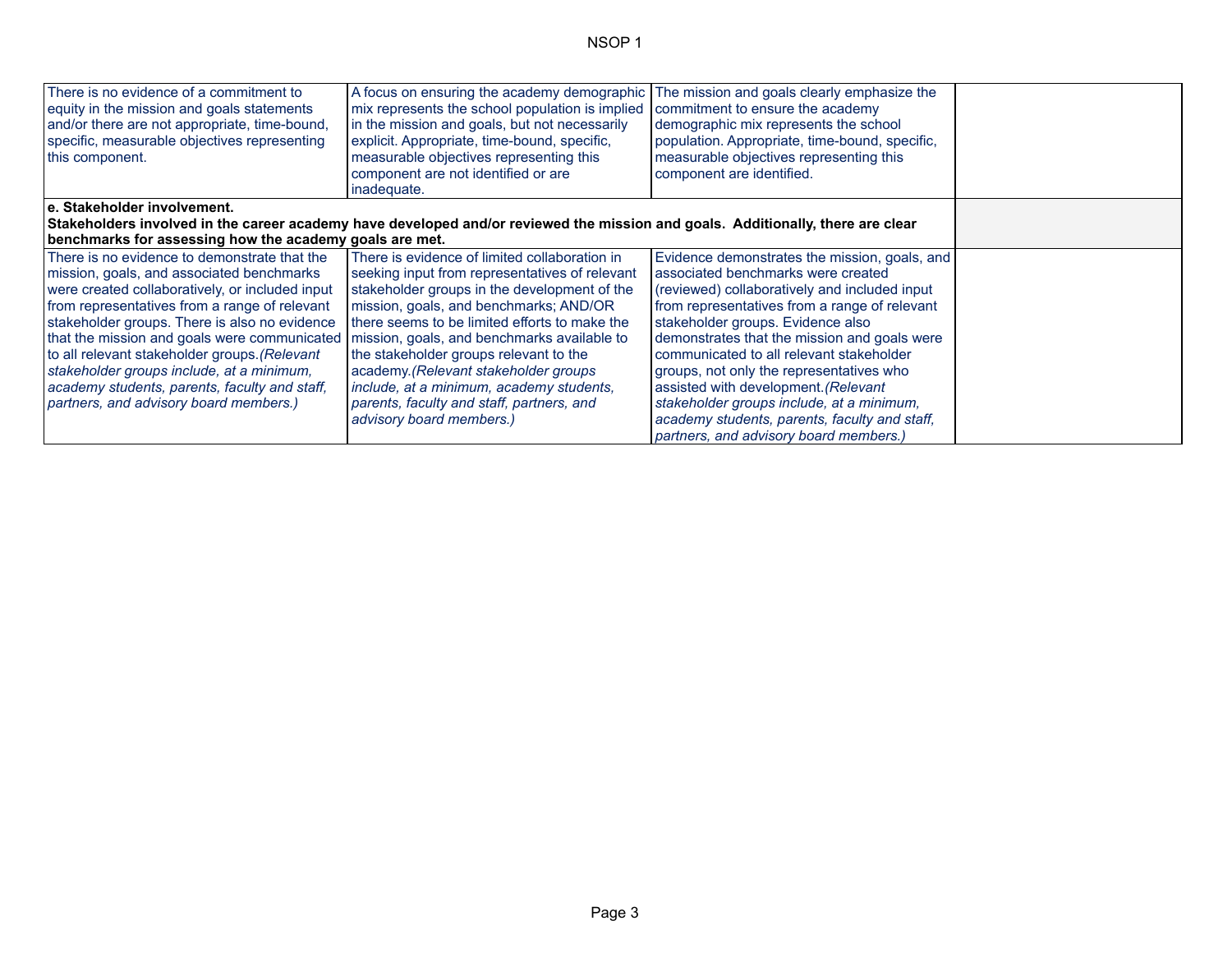| | | | |
|---|---|---|---|
| There is no evidence of a commitment to equity in the mission and goals statements and/or there are not appropriate, time-bound, specific, measurable objectives representing this component. | A focus on ensuring the academy demographic mix represents the school population is implied in the mission and goals, but not necessarily explicit. Appropriate, time-bound, specific, measurable objectives representing this component are not identified or are inadequate. | The mission and goals clearly emphasize the commitment to ensure the academy demographic mix represents the school population. Appropriate, time-bound, specific, measurable objectives representing this component are identified. | |
| **e. Stakeholder involvement. Stakeholders involved in the career academy have developed and/or reviewed the mission and goals. Additionally, there are clear benchmarks for assessing how the academy goals are met.** | | | |
| There is no evidence to demonstrate that the mission, goals, and associated benchmarks were created collaboratively, or included input from representatives from a range of relevant stakeholder groups. There is also no evidence that the mission and goals were communicated to all relevant stakeholder groups.*(Relevant stakeholder groups include, at a minimum, academy students, parents, faculty and staff, partners, and advisory board members.)* | There is evidence of limited collaboration in seeking input from representatives of relevant stakeholder groups in the development of the mission, goals, and benchmarks; AND/OR there seems to be limited efforts to make the mission, goals, and benchmarks available to the stakeholder groups relevant to the academy.*(Relevant stakeholder groups include, at a minimum, academy students, parents, faculty and staff, partners, and advisory board members.)* | Evidence demonstrates the mission, goals, and associated benchmarks were created (reviewed) collaboratively and included input from representatives from a range of relevant stakeholder groups. Evidence also demonstrates that the mission and goals were communicated to all relevant stakeholder groups, not only the representatives who assisted with development.*(Relevant stakeholder groups include, at a minimum, academy students, parents, faculty and staff, partners, and advisory board members.)* | |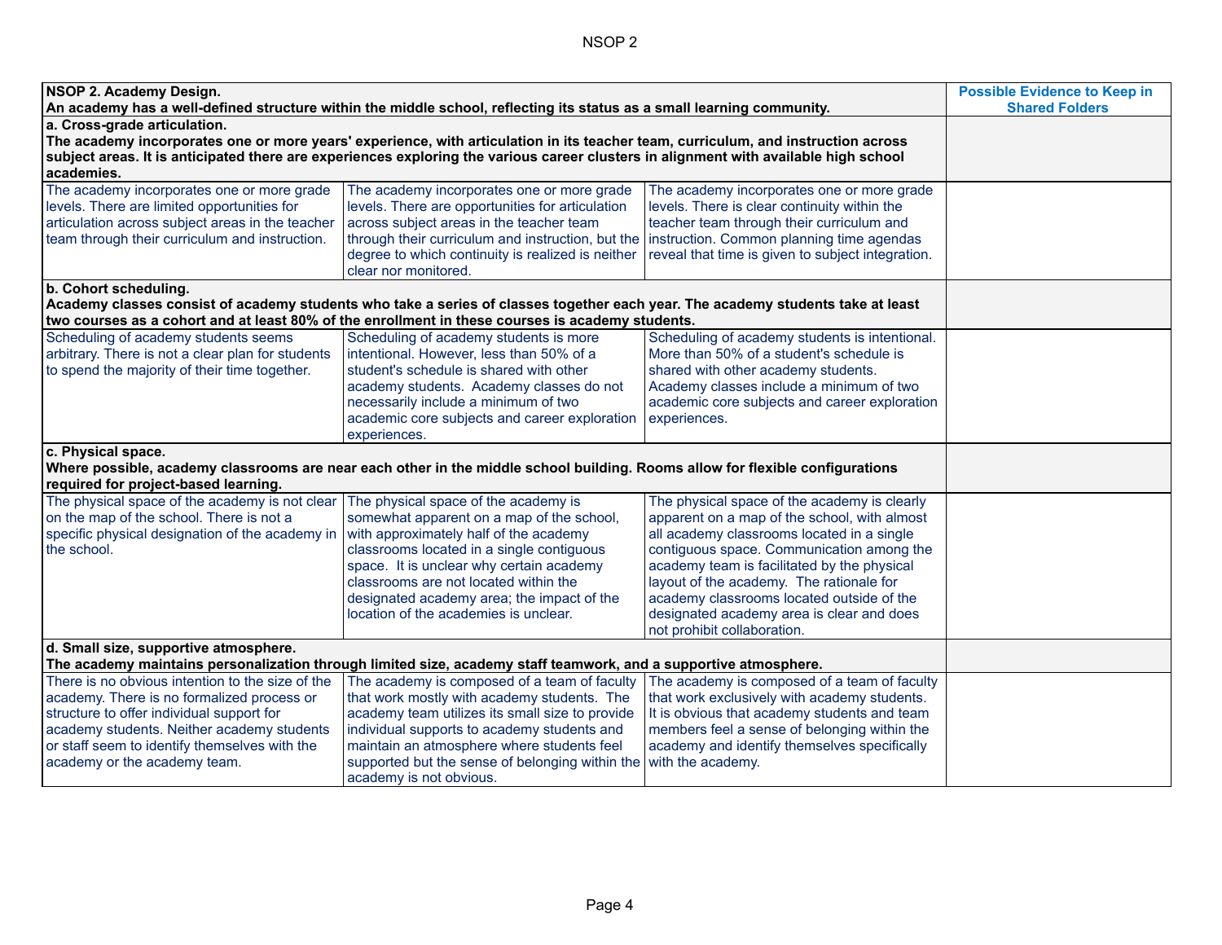| NSOP 2. Academy Design.<br>An academy has a well-defined structure within the middle school, reflecting its status as a small learning community. | | | Possible Evidence to Keep in Shared Folders |
|---|---|---|---|
| **a. Cross-grade articulation.**<br>**The academy incorporates one or more years' experience, with articulation in its teacher team, curriculum, and instruction across subject areas. It is anticipated there are experiences exploring the various career clusters in alignment with available high school academies.** | | | |
| The academy incorporates one or more grade levels. There are limited opportunities for articulation across subject areas in the teacher team through their curriculum and instruction. | The academy incorporates one or more grade levels. There are opportunities for articulation across subject areas in the teacher team through their curriculum and instruction, but the degree to which continuity is realized is neither clear nor monitored. | The academy incorporates one or more grade levels. There is clear continuity within the teacher team through their curriculum and instruction. Common planning time agendas reveal that time is given to subject integration. | |
| **b. Cohort scheduling.**<br>**Academy classes consist of academy students who take a series of classes together each year. The academy students take at least two courses as a cohort and at least 80% of the enrollment in these courses is academy students.** | | | |
| Scheduling of academy students seems arbitrary. There is not a clear plan for students to spend the majority of their time together. | Scheduling of academy students is more intentional. However, less than 50% of a student's schedule is shared with other academy students. Academy classes do not necessarily include a minimum of two academic core subjects and career exploration experiences. | Scheduling of academy students is intentional. More than 50% of a student's schedule is shared with other academy students. Academy classes include a minimum of two academic core subjects and career exploration experiences. | |
| **c. Physical space.**<br>**Where possible, academy classrooms are near each other in the middle school building. Rooms allow for flexible configurations required for project-based learning.** | | | |
| The physical space of the academy is not clear on the map of the school. There is not a specific physical designation of the academy in the school. | The physical space of the academy is somewhat apparent on a map of the school, with approximately half of the academy classrooms located in a single contiguous space. It is unclear why certain academy classrooms are not located within the designated academy area; the impact of the location of the academies is unclear. | The physical space of the academy is clearly apparent on a map of the school, with almost all academy classrooms located in a single contiguous space. Communication among the academy team is facilitated by the physical layout of the academy. The rationale for academy classrooms located outside of the designated academy area is clear and does not prohibit collaboration. | |
| **d. Small size, supportive atmosphere.**<br>**The academy maintains personalization through limited size, academy staff teamwork, and a supportive atmosphere.** | | | |
| There is no obvious intention to the size of the academy. There is no formalized process or structure to offer individual support for academy students. Neither academy students or staff seem to identify themselves with the academy or the academy team. | The academy is composed of a team of faculty that work mostly with academy students. The academy team utilizes its small size to provide individual supports to academy students and maintain an atmosphere where students feel supported but the sense of belonging within the academy is not obvious. | The academy is composed of a team of faculty that work exclusively with academy students. It is obvious that academy students and team members feel a sense of belonging within the academy and identify themselves specifically with the academy. | |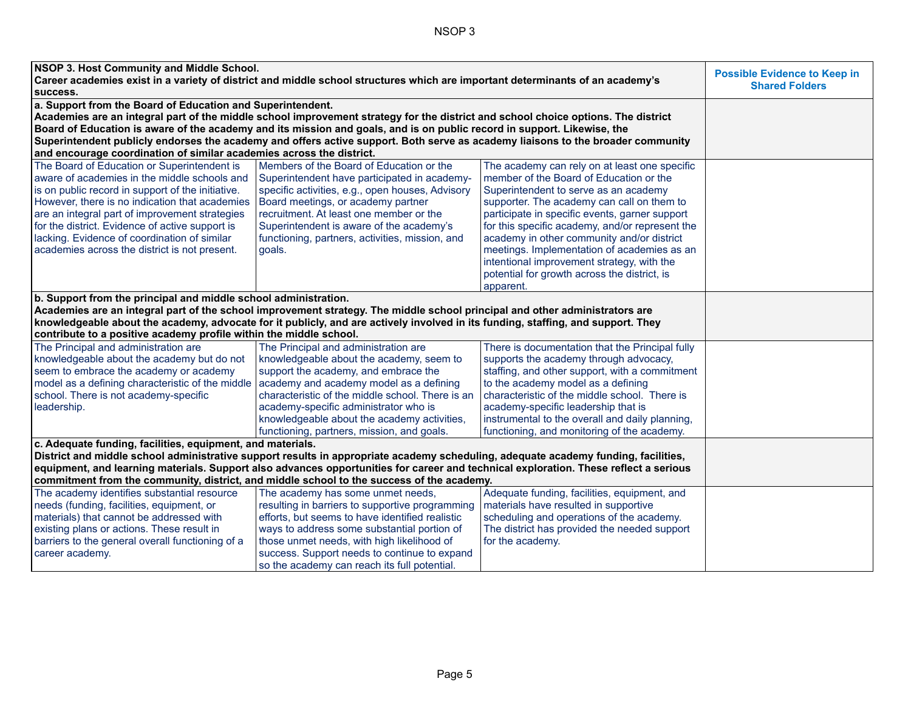| NSOP 3. Host Community and Middle School.<br>Career academies exist in a variety of district and middle school structures which are important determinants of an academy's success. | | | Possible Evidence to Keep in Shared Folders |
|---|---|---|---|
| **a. Support from the Board of Education and Superintendent.**<br>**Academies are an integral part of the middle school improvement strategy for the district and school choice options. The district Board of Education is aware of the academy and its mission and goals, and is on public record in support. Likewise, the Superintendent publicly endorses the academy and offers active support. Both serve as academy liaisons to the broader community and encourage coordination of similar academies across the district.** | | | |
| The Board of Education or Superintendent is aware of academies in the middle schools and is on public record in support of the initiative. However, there is no indication that academies are an integral part of improvement strategies for the district. Evidence of active support is lacking. Evidence of coordination of similar academies across the district is not present. | Members of the Board of Education or the Superintendent have participated in academy-specific activities, e.g., open houses, Advisory Board meetings, or academy partner recruitment. At least one member or the Superintendent is aware of the academy's functioning, partners, activities, mission, and goals. | The academy can rely on at least one specific member of the Board of Education or the Superintendent to serve as an academy supporter. The academy can call on them to participate in specific events, garner support for this specific academy, and/or represent the academy in other community and/or district meetings. Implementation of academies as an intentional improvement strategy, with the potential for growth across the district, is apparent. | |
| **b. Support from the principal and middle school administration.**<br>**Academies are an integral part of the school improvement strategy. The middle school principal and other administrators are knowledgeable about the academy, advocate for it publicly, and are actively involved in its funding, staffing, and support. They contribute to a positive academy profile within the middle school.** | | | |
| The Principal and administration are knowledgeable about the academy but do not seem to embrace the academy or academy model as a defining characteristic of the middle school. There is not academy-specific leadership. | The Principal and administration are knowledgeable about the academy, seem to support the academy, and embrace the academy and academy model as a defining characteristic of the middle school. There is an academy-specific administrator who is knowledgeable about the academy activities, functioning, partners, mission, and goals. | There is documentation that the Principal fully supports the academy through advocacy, staffing, and other support, with a commitment to the academy model as a defining characteristic of the middle school. There is academy-specific leadership that is instrumental to the overall and daily planning, functioning, and monitoring of the academy. | |
| **c. Adequate funding, facilities, equipment, and materials.**<br>**District and middle school administrative support results in appropriate academy scheduling, adequate academy funding, facilities, equipment, and learning materials. Support also advances opportunities for career and technical exploration. These reflect a serious commitment from the community, district, and middle school to the success of the academy.** | | | |
| The academy identifies substantial resource needs (funding, facilities, equipment, or materials) that cannot be addressed with existing plans or actions. These result in barriers to the general overall functioning of a career academy. | The academy has some unmet needs, resulting in barriers to supportive programming efforts, but seems to have identified realistic ways to address some substantial portion of those unmet needs, with high likelihood of success. Support needs to continue to expand so the academy can reach its full potential. | Adequate funding, facilities, equipment, and materials have resulted in supportive scheduling and operations of the academy. The district has provided the needed support for the academy. | |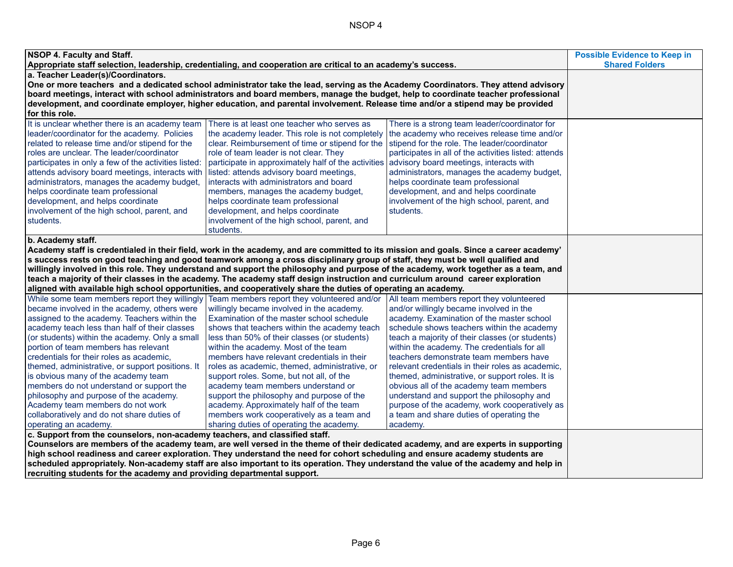| NSOP 4. Faculty and Staff.<br>Appropriate staff selection, leadership, credentialing, and cooperation are critical to an academy's success. | | | Possible Evidence to Keep in Shared Folders |
|---|---|---|---|
| **a. Teacher Leader(s)/Coordinators.**<br>**One or more teachers  and a dedicated school administrator take the lead, serving as the Academy Coordinators. They attend advisory board meetings, interact with school administrators and board members, manage the budget, help to coordinate teacher professional development, and coordinate employer, higher education, and parental involvement. Release time and/or a stipend may be provided for this role.** | | | |
| It is unclear whether there is an academy team leader/coordinator for the academy.  Policies related to release time and/or stipend for the roles are unclear. The leader/coordinator participates in only a few of the activities listed: attends advisory board meetings, interacts with administrators, manages the academy budget, helps coordinate team professional development, and helps coordinate involvement of the high school, parent, and students. | There is at least one teacher who serves as the academy leader. This role is not completely clear. Reimbursement of time or stipend for the role of team leader is not clear. They participate in approximately half of the activities listed: attends advisory board meetings, interacts with administrators and board members, manages the academy budget, helps coordinate team professional development, and helps coordinate involvement of the high school, parent, and students. | There is a strong team leader/coordinator for the academy who receives release time and/or stipend for the role. The leader/coordinator participates in all of the activities listed: attends advisory board meetings, interacts with administrators, manages the academy budget, helps coordinate team professional development, and and helps coordinate involvement of the high school, parent, and students. | |
| **b. Academy staff.**<br>**Academy staff is credentialed in their field, work in the academy, and are committed to its mission and goals. Since a career academy' s success rests on good teaching and good teamwork among a cross disciplinary group of staff, they must be well qualified and willingly involved in this role. They understand and support the philosophy and purpose of the academy, work together as a team, and teach a majority of their classes in the academy. The academy staff design instruction and curriculum around  career exploration aligned with available high school opportunities, and cooperatively share the duties of operating an academy.** | | | |
| While some team members report they willingly became involved in the academy, others were assigned to the academy. Teachers within the academy teach less than half of their classes (or students) within the academy. Only a small portion of team members has relevant credentials for their roles as academic, themed, administrative, or support positions. It is obvious many of the academy team members do not understand or support the philosophy and purpose of the academy. Academy team members do not work collaboratively and do not share duties of operating an academy. | Team members report they volunteered and/or willingly became involved in the academy. Examination of the master school schedule shows that teachers within the academy teach less than 50% of their classes (or students) within the academy. Most of the team members have relevant credentials in their roles as academic, themed, administrative, or support roles. Some, but not all, of the academy team members understand or support the philosophy and purpose of the academy. Approximately half of the team members work cooperatively as a team and sharing duties of operating the academy. | All team members report they volunteered and/or willingly became involved in the academy. Examination of the master school schedule shows teachers within the academy teach a majority of their classes (or students) within the academy. The credentials for all teachers demonstrate team members have relevant credentials in their roles as academic, themed, administrative, or support roles. It is obvious all of the academy team members understand and support the philosophy and purpose of the academy, work cooperatively as a team and share duties of operating the academy. | |
| **c. Support from the counselors, non-academy teachers, and classified staff.**<br>**Counselors are members of the academy team, are well versed in the theme of their dedicated academy, and are experts in supporting high school readiness and career exploration. They understand the need for cohort scheduling and ensure academy students are scheduled appropriately. Non-academy staff are also important to its operation. They understand the value of the academy and help in recruiting students for the academy and providing departmental support.** | | | |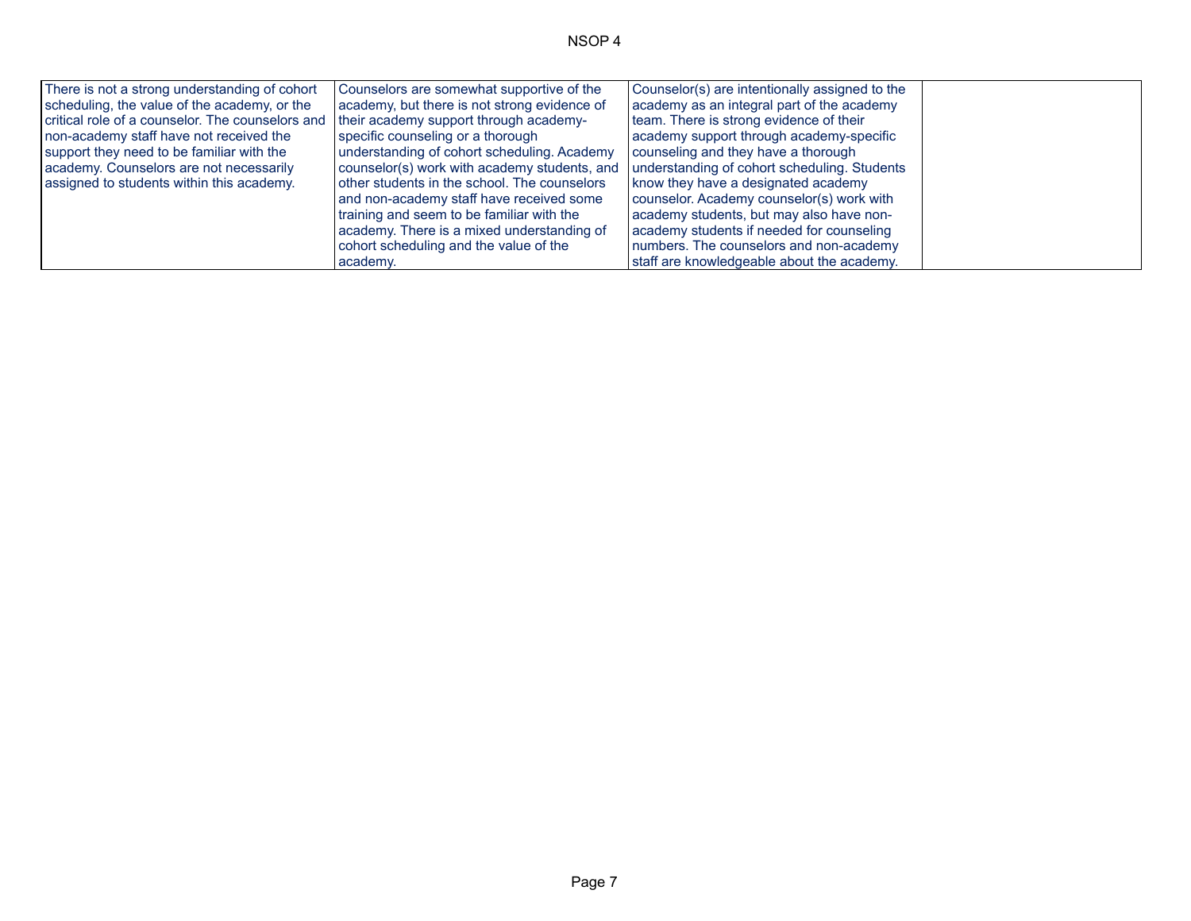| | | | |
|---|---|---|---|
| There is not a strong understanding of cohort scheduling, the value of the academy, or the critical role of a counselor. The counselors and non-academy staff have not received the support they need to be familiar with the academy. Counselors are not necessarily assigned to students within this academy. | Counselors are somewhat supportive of the academy, but there is not strong evidence of their academy support through academy-specific counseling or a thorough understanding of cohort scheduling. Academy counselor(s) work with academy students, and other students in the school. The counselors and non-academy staff have received some training and seem to be familiar with the academy. There is a mixed understanding of cohort scheduling and the value of the academy. | Counselor(s) are intentionally assigned to the academy as an integral part of the academy team. There is strong evidence of their academy support through academy-specific counseling and they have a thorough understanding of cohort scheduling. Students know they have a designated academy counselor. Academy counselor(s) work with academy students, but may also have non-academy students if needed for counseling numbers. The counselors and non-academy staff are knowledgeable about the academy. | |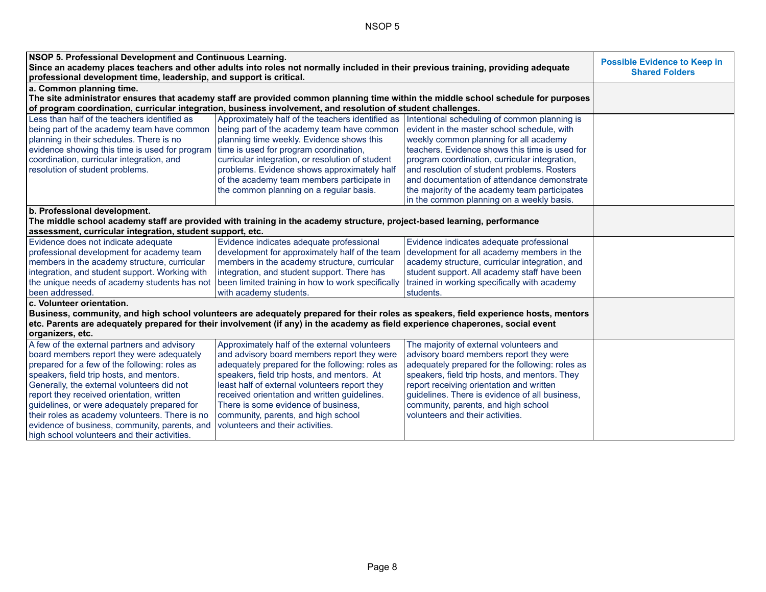| NSOP 5. Professional Development and Continuous Learning.<br>Since an academy places teachers and other adults into roles not normally included in their previous training, providing adequate professional development time, leadership, and support is critical. | | | Possible Evidence to Keep in Shared Folders |
|---|---|---|---|
| **a. Common planning time.**<br>**The site administrator ensures that academy staff are provided common planning time within the middle school schedule for purposes of program coordination, curricular integration, business involvement, and resolution of student challenges.** | | | |
| Less than half of the teachers identified as being part of the academy team have common planning in their schedules. There is no evidence showing this time is used for program coordination, curricular integration, and resolution of student problems. | Approximately half of the teachers identified as being part of the academy team have common planning time weekly. Evidence shows this time is used for program coordination, curricular integration, or resolution of student problems. Evidence shows approximately half of the academy team members participate in the common planning on a regular basis. | Intentional scheduling of common planning is evident in the master school schedule, with weekly common planning for all academy teachers. Evidence shows this time is used for program coordination, curricular integration, and resolution of student problems. Rosters and documentation of attendance demonstrate the majority of the academy team participates in the common planning on a weekly basis. | |
| **b. Professional development.**<br>**The middle school academy staff are provided with training in the academy structure, project-based learning, performance assessment, curricular integration, student support, etc.** | | | |
| Evidence does not indicate adequate professional development for academy team members in the academy structure, curricular integration, and student support. Working with the unique needs of academy students has not been addressed. | Evidence indicates adequate professional development for approximately half of the team members in the academy structure, curricular integration, and student support. There has been limited training in how to work specifically with academy students. | Evidence indicates adequate professional development for all academy members in the academy structure, curricular integration, and student support. All academy staff have been trained in working specifically with academy students. | |
| **c. Volunteer orientation.**<br>**Business, community, and high school volunteers are adequately prepared for their roles as speakers, field experience hosts, mentors etc. Parents are adequately prepared for their involvement (if any) in the academy as field experience chaperones, social event organizers, etc.** | | | |
| A few of the external partners and advisory board members report they were adequately prepared for a few of the following: roles as speakers, field trip hosts, and mentors. Generally, the external volunteers did not report they received orientation, written guidelines, or were adequately prepared for their roles as academy volunteers. There is no evidence of business, community, parents, and high school volunteers and their activities. | Approximately half of the external volunteers and advisory board members report they were adequately prepared for the following: roles as speakers, field trip hosts, and mentors. At least half of external volunteers report they received orientation and written guidelines. There is some evidence of business, community, parents, and high school volunteers and their activities. | The majority of external volunteers and advisory board members report they were adequately prepared for the following: roles as speakers, field trip hosts, and mentors. They report receiving orientation and written guidelines. There is evidence of all business, community, parents, and high school volunteers and their activities. | |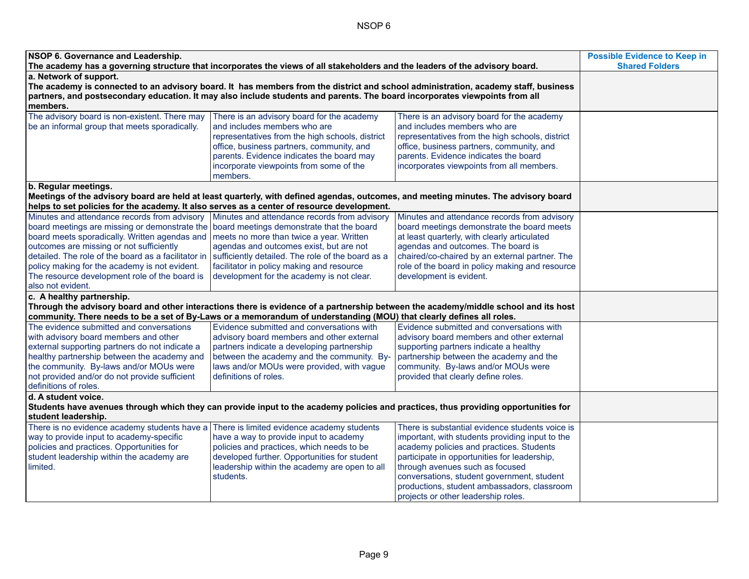| NSOP 6. Governance and Leadership.<br>The academy has a governing structure that incorporates the views of all stakeholders and the leaders of the advisory board. | | | Possible Evidence to Keep in Shared Folders |
|---|---|---|---|
| **a. Network of support.**<br>**The academy is connected to an advisory board. It has members from the district and school administration, academy staff, business partners, and postsecondary education. It may also include students and parents. The board incorporates viewpoints from all members.** | | | |
| The advisory board is non-existent. There may be an informal group that meets sporadically. | There is an advisory board for the academy and includes members who are representatives from the high schools, district office, business partners, community, and parents. Evidence indicates the board may incorporate viewpoints from some of the members. | There is an advisory board for the academy and includes members who are representatives from the high schools, district office, business partners, community, and parents. Evidence indicates the board incorporates viewpoints from all members. | |
| **b. Regular meetings.**<br>**Meetings of the advisory board are held at least quarterly, with defined agendas, outcomes, and meeting minutes. The advisory board helps to set policies for the academy. It also serves as a center of resource development.** | | | |
| Minutes and attendance records from advisory board meetings are missing or demonstrate the board meets sporadically. Written agendas and outcomes are missing or not sufficiently detailed. The role of the board as a facilitator in policy making for the academy is not evident. The resource development role of the board is also not evident. | Minutes and attendance records from advisory board meetings demonstrate that the board meets no more than twice a year. Written agendas and outcomes exist, but are not sufficiently detailed. The role of the board as a facilitator in policy making and resource development for the academy is not clear. | Minutes and attendance records from advisory board meetings demonstrate the board meets at least quarterly, with clearly articulated agendas and outcomes. The board is chaired/co-chaired by an external partner. The role of the board in policy making and resource development is evident. | |
| **c. A healthy partnership.**<br>**Through the advisory board and other interactions there is evidence of a partnership between the academy/middle school and its host community. There needs to be a set of By-Laws or a memorandum of understanding (MOU) that clearly defines all roles.** | | | |
| The evidence submitted and conversations with advisory board members and other external supporting partners do not indicate a healthy partnership between the academy and the community. By-laws and/or MOUs were not provided and/or do not provide sufficient definitions of roles. | Evidence submitted and conversations with advisory board members and other external partners indicate a developing partnership between the academy and the community. By-laws and/or MOUs were provided, with vague definitions of roles. | Evidence submitted and conversations with advisory board members and other external supporting partners indicate a healthy partnership between the academy and the community. By-laws and/or MOUs were provided that clearly define roles. | |
| **d. A student voice.**<br>**Students have avenues through which they can provide input to the academy policies and practices, thus providing opportunities for student leadership.** | | | |
| There is no evidence academy students have a way to provide input to academy-specific policies and practices. Opportunities for student leadership within the academy are limited. | There is limited evidence academy students have a way to provide input to academy policies and practices, which needs to be developed further. Opportunities for student leadership within the academy are open to all students. | There is substantial evidence students voice is important, with students providing input to the academy policies and practices. Students participate in opportunities for leadership, through avenues such as focused conversations, student government, student productions, student ambassadors, classroom projects or other leadership roles. | |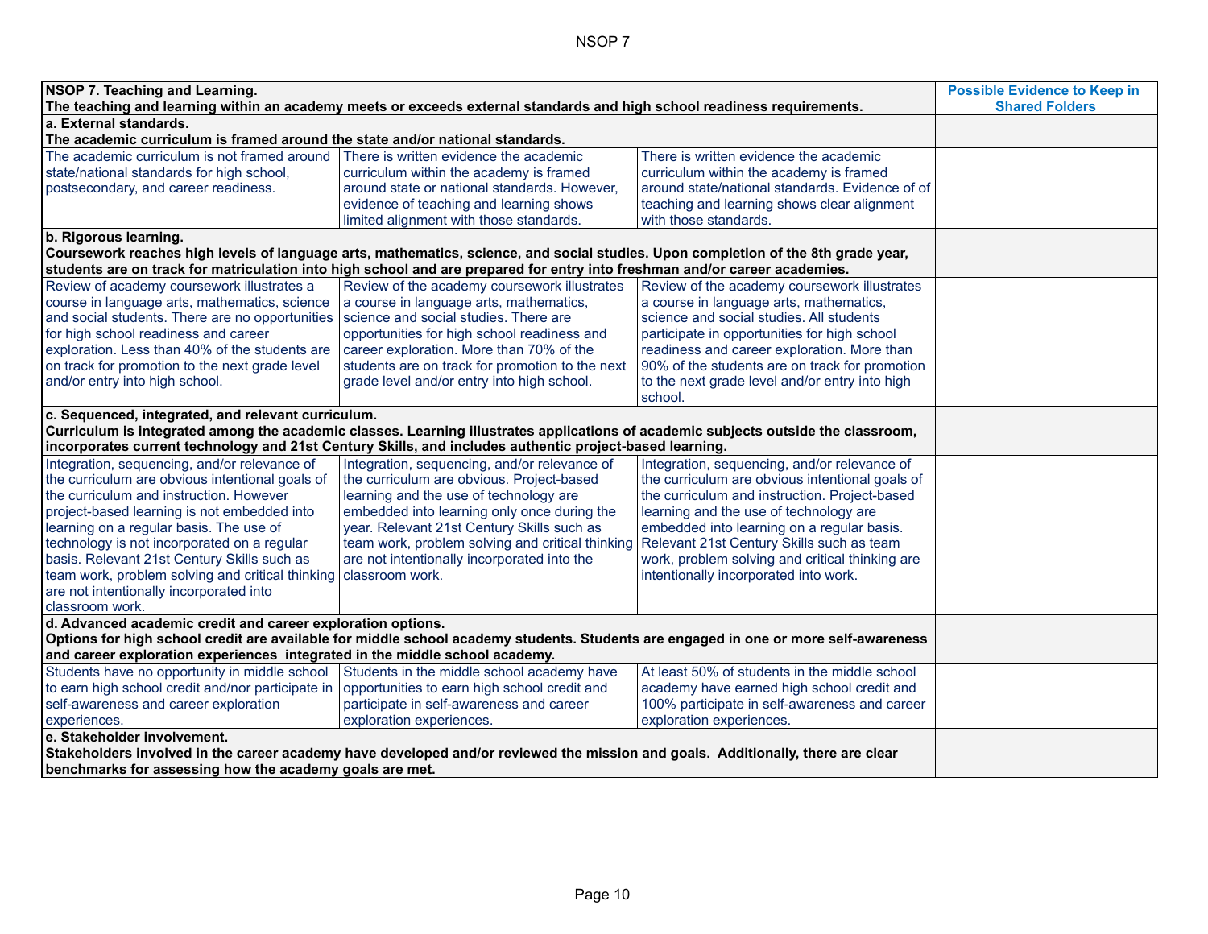| NSOP 7. Teaching and Learning.<br>The teaching and learning within an academy meets or exceeds external standards and high school readiness requirements. | | | Possible Evidence to Keep in Shared Folders |
|---|---|---|---|
| **a. External standards.**<br>**The academic curriculum is framed around the state and/or national standards.** | | | |
| The academic curriculum is not framed around state/national standards for high school, postsecondary, and career readiness. | There is written evidence the academic curriculum within the academy is framed around state or national standards. However, evidence of teaching and learning shows limited alignment with those standards. | There is written evidence the academic curriculum within the academy is framed around state/national standards. Evidence of of teaching and learning shows clear alignment with those standards. | |
| **b. Rigorous learning.**<br>**Coursework reaches high levels of language arts, mathematics, science, and social studies. Upon completion of the 8th grade year, students are on track for matriculation into high school and are prepared for entry into freshman and/or career academies.** | | | |
| Review of academy coursework illustrates a course in language arts, mathematics, science and social students. There are no opportunities for high school readiness and career exploration. Less than 40% of the students are on track for promotion to the next grade level and/or entry into high school. | Review of the academy coursework illustrates a course in language arts, mathematics, science and social studies. There are opportunities for high school readiness and career exploration. More than 70% of the students are on track for promotion to the next grade level and/or entry into high school. | Review of the academy coursework illustrates a course in language arts, mathematics, science and social studies. All students participate in opportunities for high school readiness and career exploration. More than 90% of the students are on track for promotion to the next grade level and/or entry into high school. | |
| **c. Sequenced, integrated, and relevant curriculum.**<br>**Curriculum is integrated among the academic classes. Learning illustrates applications of academic subjects outside the classroom, incorporates current technology and 21st Century Skills, and includes authentic project-based learning.** | | | |
| Integration, sequencing, and/or relevance of the curriculum are obvious intentional goals of the curriculum and instruction. However project-based learning is not embedded into learning on a regular basis. The use of technology is not incorporated on a regular basis. Relevant 21st Century Skills such as team work, problem solving and critical thinking are not intentionally incorporated into classroom work. | Integration, sequencing, and/or relevance of the curriculum are obvious. Project-based learning and the use of technology are embedded into learning only once during the year. Relevant 21st Century Skills such as team work, problem solving and critical thinking are not intentionally incorporated into the classroom work. | Integration, sequencing, and/or relevance of the curriculum are obvious intentional goals of the curriculum and instruction. Project-based learning and the use of technology are embedded into learning on a regular basis. Relevant 21st Century Skills such as team work, problem solving and critical thinking are intentionally incorporated into work. | |
| **d. Advanced academic credit and career exploration options.**<br>**Options for high school credit are available for middle school academy students. Students are engaged in one or more self-awareness and career exploration experiences integrated in the middle school academy.** | | | |
| Students have no opportunity in middle school to earn high school credit and/nor participate in self-awareness and career exploration experiences. | Students in the middle school academy have opportunities to earn high school credit and participate in self-awareness and career exploration experiences. | At least 50% of students in the middle school academy have earned high school credit and 100% participate in self-awareness and career exploration experiences. | |
| **e. Stakeholder involvement.**<br>**Stakeholders involved in the career academy have developed and/or reviewed the mission and goals. Additionally, there are clear benchmarks for assessing how the academy goals are met.** | | | |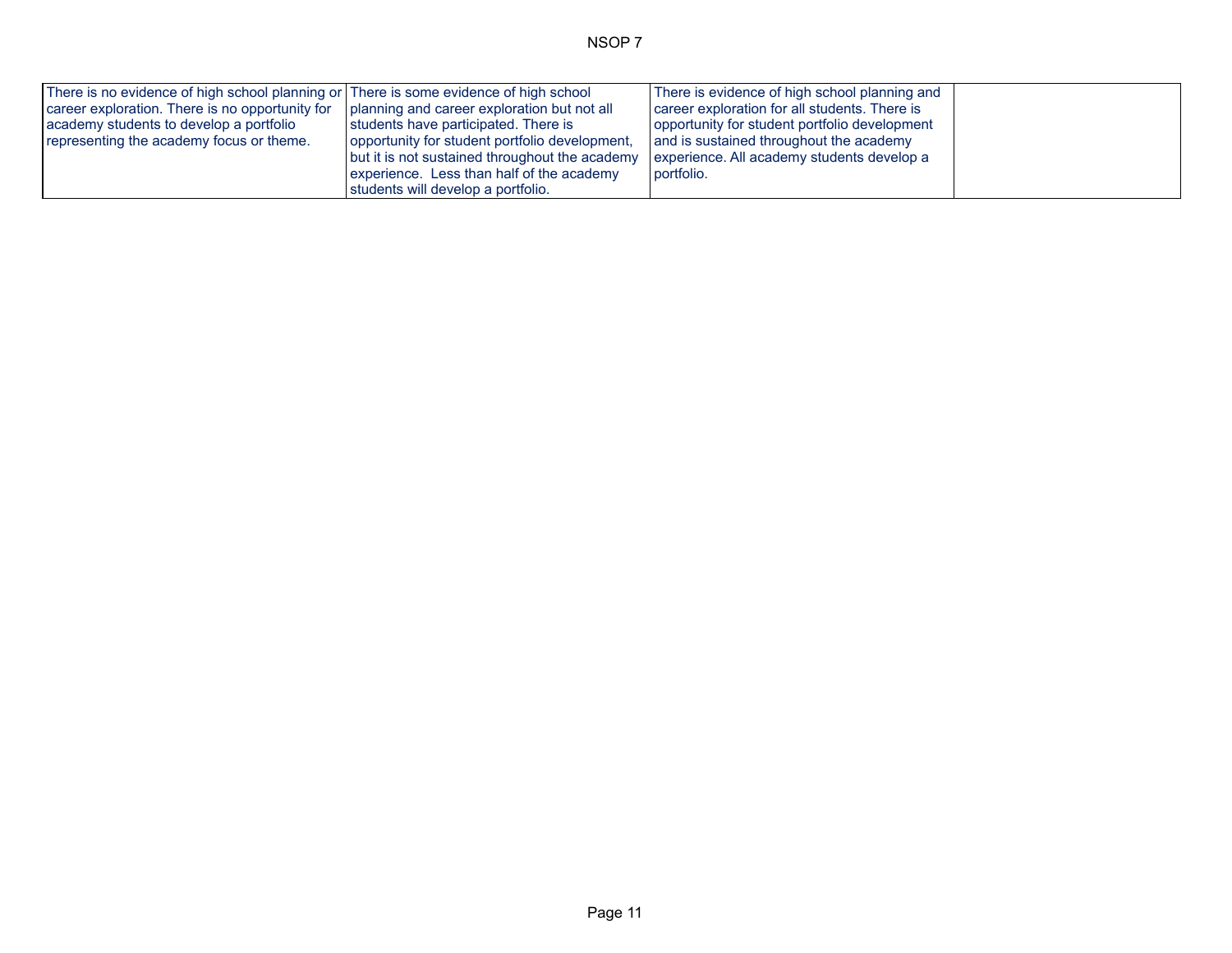NSOP 7

| | | | |
|---|---|---|---|
| There is no evidence of high school planning or career exploration. There is no opportunity for academy students to develop a portfolio representing the academy focus or theme. | There is some evidence of high school planning and career exploration but not all students have participated. There is opportunity for student portfolio development, but it is not sustained throughout the academy experience. Less than half of the academy students will develop a portfolio. | There is evidence of high school planning and career exploration for all students. There is opportunity for student portfolio development and is sustained throughout the academy experience. All academy students develop a portfolio. | |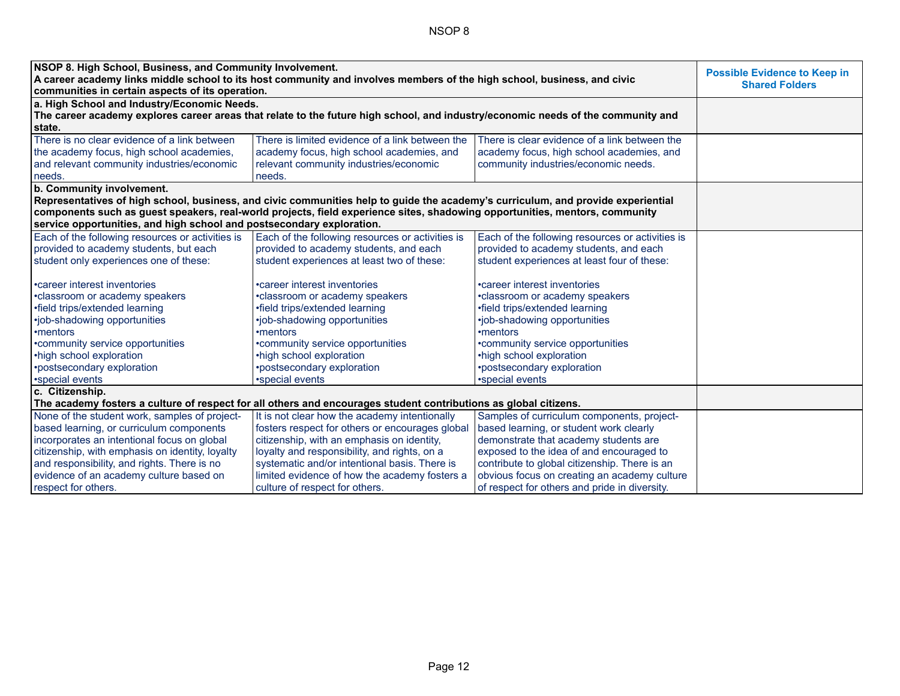| NSOP 8. High School, Business, and Community Involvement. A career academy links middle school to its host community and involves members of the high school, business, and civic communities in certain aspects of its operation. | | | Possible Evidence to Keep in Shared Folders |
|---|---|---|---|
| **a. High School and Industry/Economic Needs. The career academy explores career areas that relate to the future high school, and industry/economic needs of the community and state.** | | | |
| There is no clear evidence of a link between the academy focus, high school academies, and relevant community industries/economic needs. | There is limited evidence of a link between the academy focus, high school academies, and relevant community industries/economic needs. | There is clear evidence of a link between the academy focus, high school academies, and community industries/economic needs. | |
| **b. Community involvement. Representatives of high school, business, and civic communities help to guide the academy's curriculum, and provide experiential components such as guest speakers, real-world projects, field experience sites, shadowing opportunities, mentors, community service opportunities, and high school and postsecondary exploration.** | | | |
| Each of the following resources or activities is provided to academy students, but each student only experiences one of these:<br><br>•career interest inventories<br>•classroom or academy speakers<br>•field trips/extended learning<br>•job-shadowing opportunities<br>•mentors<br>•community service opportunities<br>•high school exploration<br>•postsecondary exploration<br>•special events | Each of the following resources or activities is provided to academy students, and each student experiences at least two of these:<br><br>•career interest inventories<br>•classroom or academy speakers<br>•field trips/extended learning<br>•job-shadowing opportunities<br>•mentors<br>•community service opportunities<br>•high school exploration<br>•postsecondary exploration<br>•special events | Each of the following resources or activities is provided to academy students, and each student experiences at least four of these:<br><br>•career interest inventories<br>•classroom or academy speakers<br>•field trips/extended learning<br>•job-shadowing opportunities<br>•mentors<br>•community service opportunities<br>•high school exploration<br>•postsecondary exploration<br>•special events | |
| **c. Citizenship. The academy fosters a culture of respect for all others and encourages student contributions as global citizens.** | | | |
| None of the student work, samples of project-based learning, or curriculum components incorporates an intentional focus on global citizenship, with emphasis on identity, loyalty and responsibility, and rights. There is no evidence of an academy culture based on respect for others. | It is not clear how the academy intentionally fosters respect for others or encourages global citizenship, with an emphasis on identity, loyalty and responsibility, and rights, on a systematic and/or intentional basis. There is limited evidence of how the academy fosters a culture of respect for others. | Samples of curriculum components, project-based learning, or student work clearly demonstrate that academy students are exposed to the idea of and encouraged to contribute to global citizenship. There is an obvious focus on creating an academy culture of respect for others and pride in diversity. | |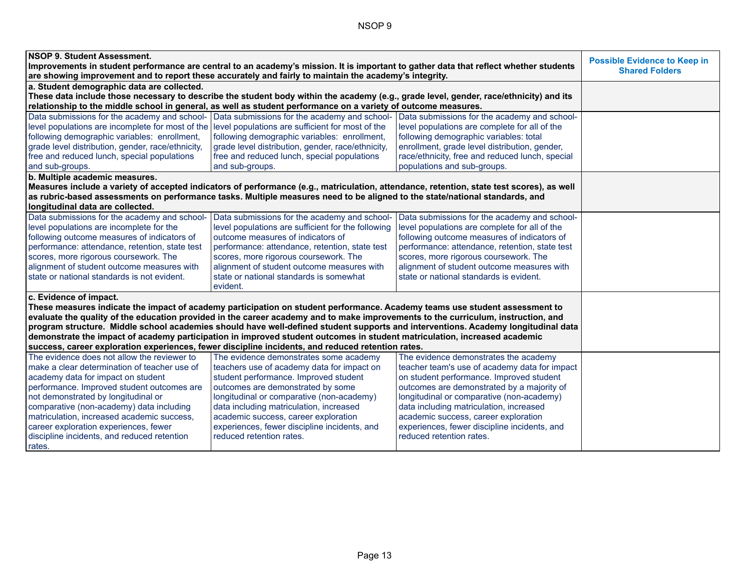| NSOP 9. Student Assessment.<br>Improvements in student performance are central to an academy's mission. It is important to gather data that reflect whether students are showing improvement and to report these accurately and fairly to maintain the academy's integrity. | | | Possible Evidence to Keep in Shared Folders |
|---|---|---|---|
| **a. Student demographic data are collected.**<br>**These data include those necessary to describe the student body within the academy (e.g., grade level, gender, race/ethnicity) and its relationship to the middle school in general, as well as student performance on a variety of outcome measures.** | | | |
| Data submissions for the academy and school-level populations are incomplete for most of the following demographic variables: enrollment, grade level distribution, gender, race/ethnicity, free and reduced lunch, special populations and sub-groups. | Data submissions for the academy and school-level populations are sufficient for most of the following demographic variables: enrollment, grade level distribution, gender, race/ethnicity, free and reduced lunch, special populations and sub-groups. | Data submissions for the academy and school-level populations are complete for all of the following demographic variables: total enrollment, grade level distribution, gender, race/ethnicity, free and reduced lunch, special populations and sub-groups. | |
| **b. Multiple academic measures.**<br>**Measures include a variety of accepted indicators of performance (e.g., matriculation, attendance, retention, state test scores), as well as rubric-based assessments on performance tasks. Multiple measures need to be aligned to the state/national standards, and longitudinal data are collected.** | | | |
| Data submissions for the academy and school-level populations are incomplete for the following outcome measures of indicators of performance: attendance, retention, state test scores, more rigorous coursework. The alignment of student outcome measures with state or national standards is not evident. | Data submissions for the academy and school-level populations are sufficient for the following outcome measures of indicators of performance: attendance, retention, state test scores, more rigorous coursework. The alignment of student outcome measures with state or national standards is somewhat evident. | Data submissions for the academy and school-level populations are complete for all of the following outcome measures of indicators of performance: attendance, retention, state test scores, more rigorous coursework. The alignment of student outcome measures with state or national standards is evident. | |
| **c. Evidence of impact.**<br>**These measures indicate the impact of academy participation on student performance. Academy teams use student assessment to evaluate the quality of the education provided in the career academy and to make improvements to the curriculum, instruction, and program structure. Middle school academies should have well-defined student supports and interventions. Academy longitudinal data demonstrate the impact of academy participation in improved student outcomes in student matriculation, increased academic success, career exploration experiences, fewer discipline incidents, and reduced retention rates.** | | | |
| The evidence does not allow the reviewer to make a clear determination of teacher use of academy data for impact on student performance. Improved student outcomes are not demonstrated by longitudinal or comparative (non-academy) data including matriculation, increased academic success, career exploration experiences, fewer discipline incidents, and reduced retention rates. | The evidence demonstrates some academy teachers use of academy data for impact on student performance. Improved student outcomes are demonstrated by some longitudinal or comparative (non-academy) data including matriculation, increased academic success, career exploration experiences, fewer discipline incidents, and reduced retention rates. | The evidence demonstrates the academy teacher team's use of academy data for impact on student performance. Improved student outcomes are demonstrated by a majority of longitudinal or comparative (non-academy) data including matriculation, increased academic success, career exploration experiences, fewer discipline incidents, and reduced retention rates. | |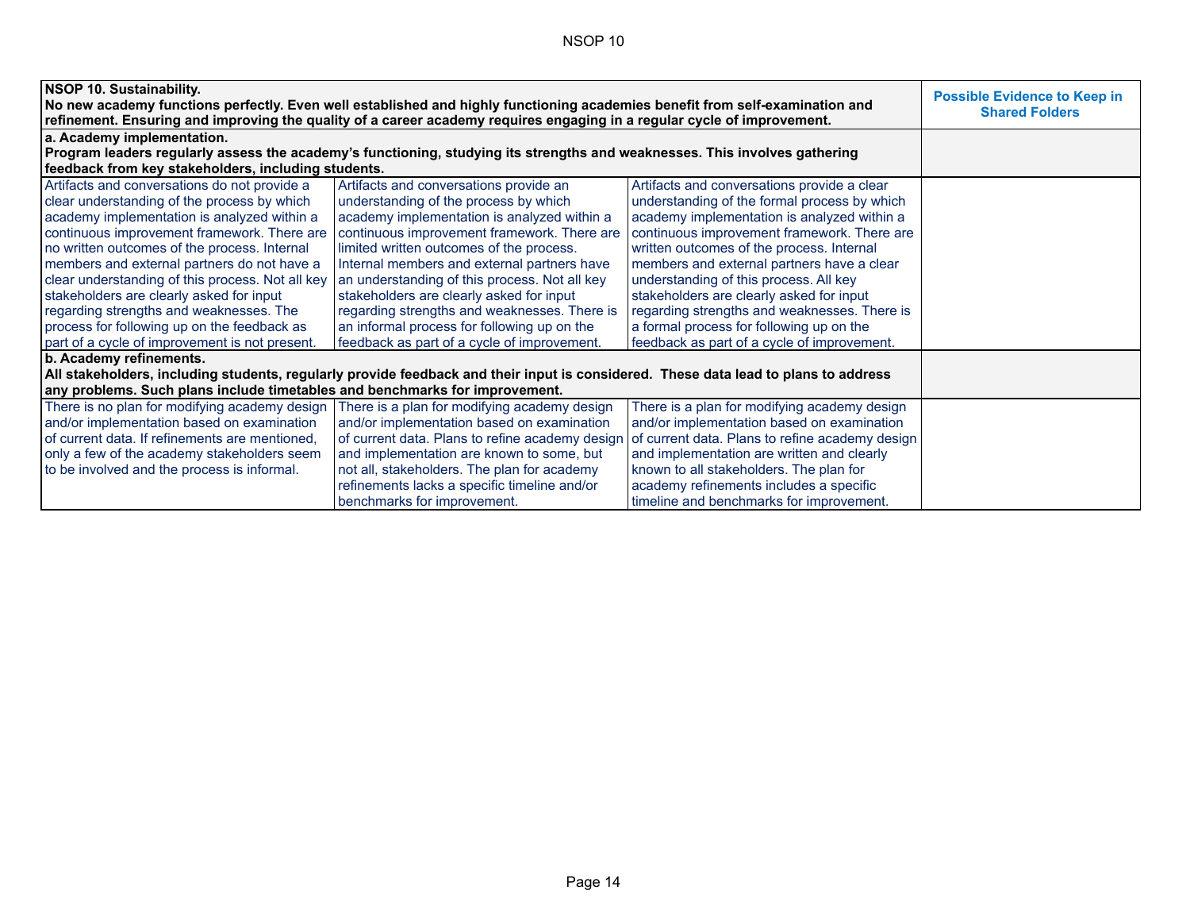| NSOP 10. Sustainability.<br>No new academy functions perfectly. Even well established and highly functioning academies benefit from self-examination and refinement. Ensuring and improving the quality of a career academy requires engaging in a regular cycle of improvement. | | | Possible Evidence to Keep in Shared Folders |
|---|---|---|---|
| **a. Academy implementation.**<br>**Program leaders regularly assess the academy's functioning, studying its strengths and weaknesses. This involves gathering feedback from key stakeholders, including students.** | | | |
| Artifacts and conversations do not provide a clear understanding of the process by which academy implementation is analyzed within a continuous improvement framework. There are no written outcomes of the process. Internal members and external partners do not have a clear understanding of this process. Not all key stakeholders are clearly asked for input regarding strengths and weaknesses. The process for following up on the feedback as part of a cycle of improvement is not present. | Artifacts and conversations provide an understanding of the process by which academy implementation is analyzed within a continuous improvement framework. There are limited written outcomes of the process. Internal members and external partners have an understanding of this process. Not all key stakeholders are clearly asked for input regarding strengths and weaknesses. There is an informal process for following up on the feedback as part of a cycle of improvement. | Artifacts and conversations provide a clear understanding of the formal process by which academy implementation is analyzed within a continuous improvement framework. There are written outcomes of the process. Internal members and external partners have a clear understanding of this process. All key stakeholders are clearly asked for input regarding strengths and weaknesses. There is a formal process for following up on the feedback as part of a cycle of improvement. | |
| **b. Academy refinements.**<br>**All stakeholders, including students, regularly provide feedback and their input is considered. These data lead to plans to address any problems. Such plans include timetables and benchmarks for improvement.** | | | |
| There is no plan for modifying academy design and/or implementation based on examination of current data. If refinements are mentioned, only a few of the academy stakeholders seem to be involved and the process is informal. | There is a plan for modifying academy design and/or implementation based on examination of current data. Plans to refine academy design and implementation are known to some, but not all, stakeholders. The plan for academy refinements lacks a specific timeline and/or benchmarks for improvement. | There is a plan for modifying academy design and/or implementation based on examination of current data. Plans to refine academy design and implementation are written and clearly known to all stakeholders. The plan for academy refinements includes a specific timeline and benchmarks for improvement. | |